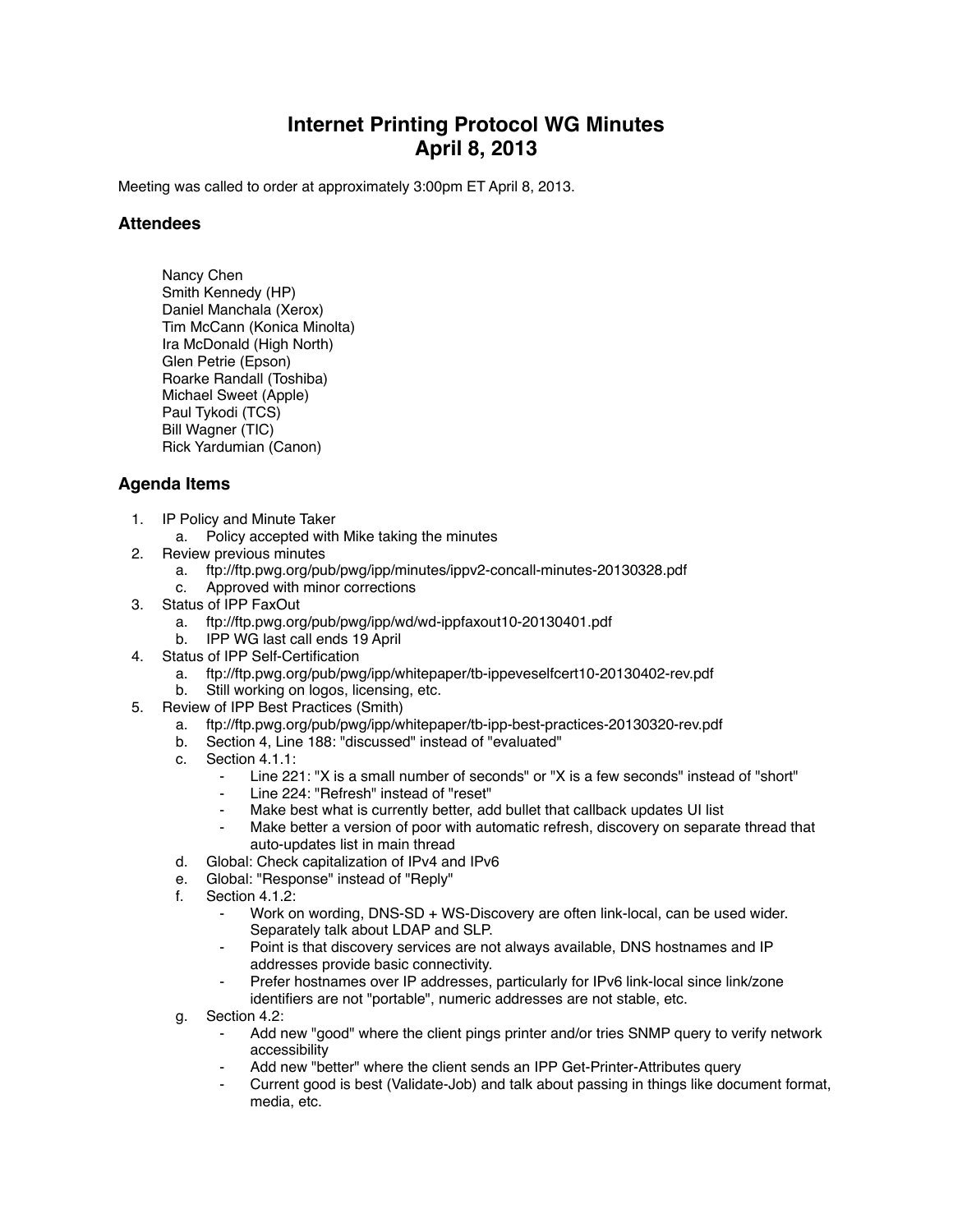# Internet Printing Protocol WG Minutes
# April 8, 2013

Meeting was called to order at approximately 3:00pm ET April 8, 2013.

## Attendees

Nancy Chen
Smith Kennedy (HP)
Daniel Manchala (Xerox)
Tim McCann (Konica Minolta)
Ira McDonald (High North)
Glen Petrie (Epson)
Roarke Randall (Toshiba)
Michael Sweet (Apple)
Paul Tykodi (TCS)
Bill Wagner (TIC)
Rick Yardumian (Canon)

## Agenda Items

1. IP Policy and Minute Taker
   a. Policy accepted with Mike taking the minutes
2. Review previous minutes
   a. ftp://ftp.pwg.org/pub/pwg/ipp/minutes/ippv2-concall-minutes-20130328.pdf
   c. Approved with minor corrections
3. Status of IPP FaxOut
   a. ftp://ftp.pwg.org/pub/pwg/ipp/wd/wd-ippfaxout10-20130401.pdf
   b. IPP WG last call ends 19 April
4. Status of IPP Self-Certification
   a. ftp://ftp.pwg.org/pub/pwg/ipp/whitepaper/tb-ippeveselfcert10-20130402-rev.pdf
   b. Still working on logos, licensing, etc.
5. Review of IPP Best Practices (Smith)
   a. ftp://ftp.pwg.org/pub/pwg/ipp/whitepaper/tb-ipp-best-practices-20130320-rev.pdf
   b. Section 4, Line 188: "discussed" instead of "evaluated"
   c. Section 4.1.1:
      - Line 221: "X is a small number of seconds" or "X is a few seconds" instead of "short"
      - Line 224: "Refresh" instead of "reset"
      - Make best what is currently better, add bullet that callback updates UI list
      - Make better a version of poor with automatic refresh, discovery on separate thread that auto-updates list in main thread
   d. Global: Check capitalization of IPv4 and IPv6
   e. Global: "Response" instead of "Reply"
   f. Section 4.1.2:
      - Work on wording, DNS-SD + WS-Discovery are often link-local, can be used wider. Separately talk about LDAP and SLP.
      - Point is that discovery services are not always available, DNS hostnames and IP addresses provide basic connectivity.
      - Prefer hostnames over IP addresses, particularly for IPv6 link-local since link/zone identifiers are not "portable", numeric addresses are not stable, etc.
   g. Section 4.2:
      - Add new "good" where the client pings printer and/or tries SNMP query to verify network accessibility
      - Add new "better" where the client sends an IPP Get-Printer-Attributes query
      - Current good is best (Validate-Job) and talk about passing in things like document format, media, etc.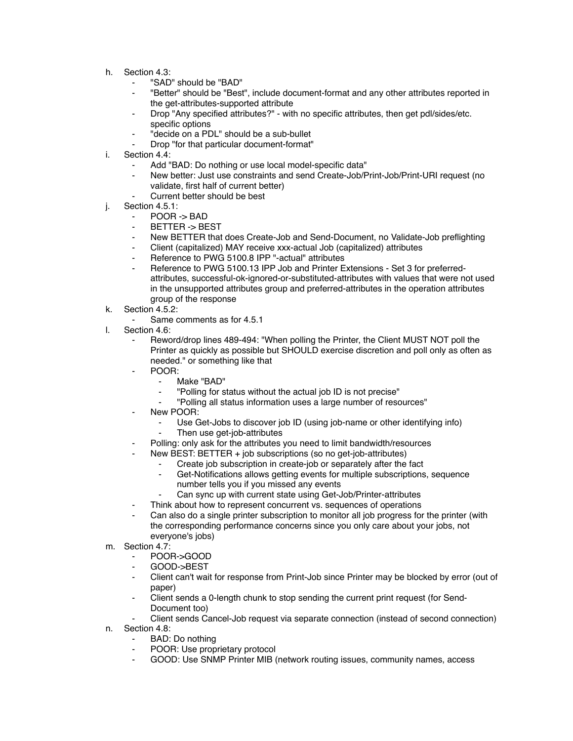h. Section 4.3:
    - "SAD" should be "BAD"
    - "Better" should be "Best", include document-format and any other attributes reported in the get-attributes-supported attribute
    - Drop "Any specified attributes?" - with no specific attributes, then get pdl/sides/etc. specific options
    - "decide on a PDL" should be a sub-bullet
    - Drop "for that particular document-format"
i. Section 4.4:
    - Add "BAD: Do nothing or use local model-specific data"
    - New better: Just use constraints and send Create-Job/Print-Job/Print-URI request (no validate, first half of current better)
    - Current better should be best
j. Section 4.5.1:
    - POOR -> BAD
    - BETTER -> BEST
    - New BETTER that does Create-Job and Send-Document, no Validate-Job preflighting
    - Client (capitalized) MAY receive xxx-actual Job (capitalized) attributes
    - Reference to PWG 5100.8 IPP "-actual" attributes
    - Reference to PWG 5100.13 IPP Job and Printer Extensions - Set 3 for preferred-attributes, successful-ok-ignored-or-substituted-attributes with values that were not used in the unsupported attributes group and preferred-attributes in the operation attributes group of the response
k. Section 4.5.2:
    - Same comments as for 4.5.1
l. Section 4.6:
    - Reword/drop lines 489-494: "When polling the Printer, the Client MUST NOT poll the Printer as quickly as possible but SHOULD exercise discretion and poll only as often as needed." or something like that
    - POOR:
        - Make "BAD"
        - "Polling for status without the actual job ID is not precise"
        - "Polling all status information uses a large number of resources"
    - New POOR:
        - Use Get-Jobs to discover job ID (using job-name or other identifying info)
        - Then use get-job-attributes
    - Polling: only ask for the attributes you need to limit bandwidth/resources
    - New BEST: BETTER + job subscriptions (so no get-job-attributes)
        - Create job subscription in create-job or separately after the fact
        - Get-Notifications allows getting events for multiple subscriptions, sequence number tells you if you missed any events
        - Can sync up with current state using Get-Job/Printer-attributes
    - Think about how to represent concurrent vs. sequences of operations
    - Can also do a single printer subscription to monitor all job progress for the printer (with the corresponding performance concerns since you only care about your jobs, not everyone's jobs)
m. Section 4.7:
    - POOR->GOOD
    - GOOD->BEST
    - Client can't wait for response from Print-Job since Printer may be blocked by error (out of paper)
    - Client sends a 0-length chunk to stop sending the current print request (for Send-Document too)
    - Client sends Cancel-Job request via separate connection (instead of second connection)
n. Section 4.8:
    - BAD: Do nothing
    - POOR: Use proprietary protocol
    - GOOD: Use SNMP Printer MIB (network routing issues, community names, access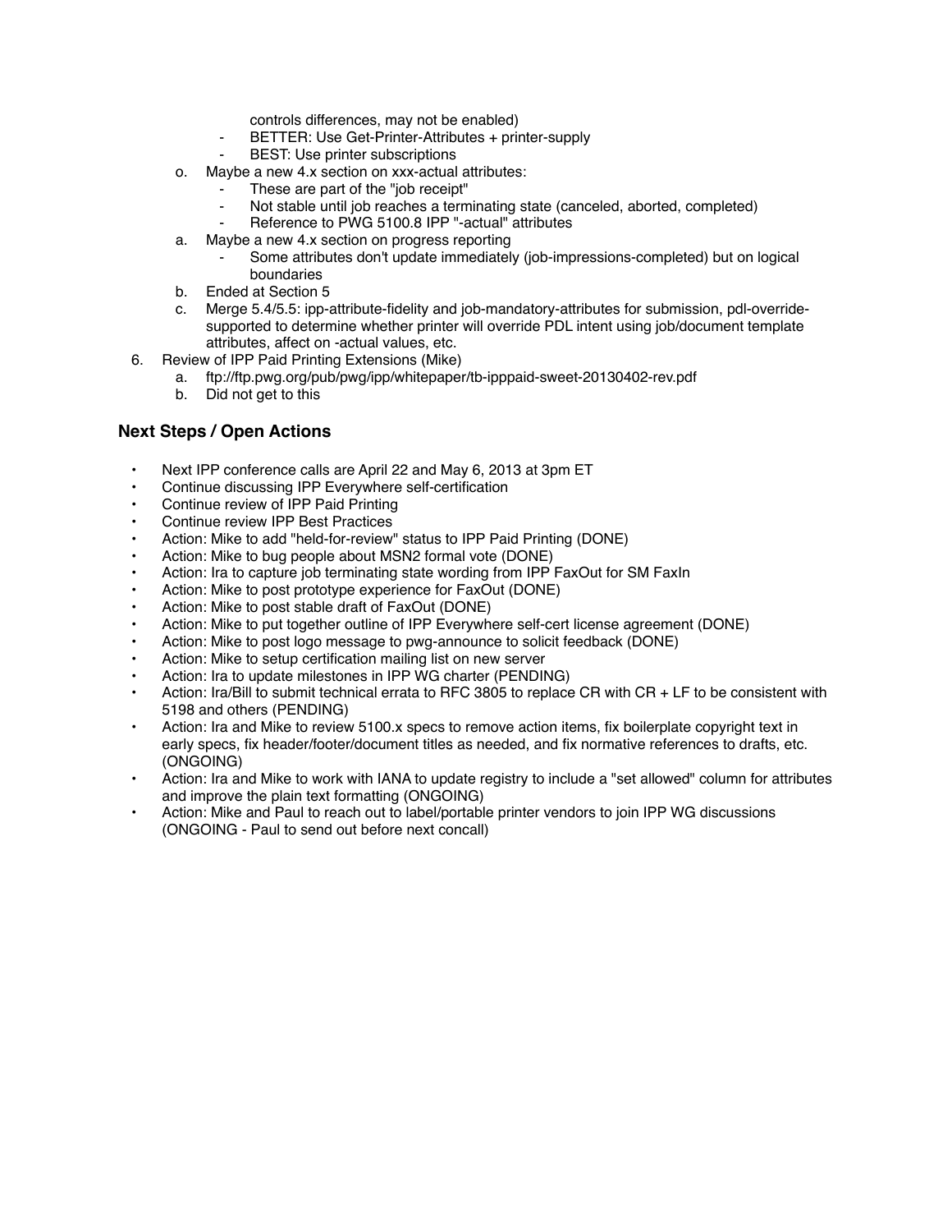controls differences, may not be enabled)
      - BETTER: Use Get-Printer-Attributes + printer-supply
      - BEST: Use printer subscriptions
   o. Maybe a new 4.x section on xxx-actual attributes:
      - These are part of the "job receipt"
      - Not stable until job reaches a terminating state (canceled, aborted, completed)
      - Reference to PWG 5100.8 IPP "-actual" attributes
   a. Maybe a new 4.x section on progress reporting
      - Some attributes don't update immediately (job-impressions-completed) but on logical boundaries
   b. Ended at Section 5
   c. Merge 5.4/5.5: ipp-attribute-fidelity and job-mandatory-attributes for submission, pdl-override-supported to determine whether printer will override PDL intent using job/document template attributes, affect on -actual values, etc.
6. Review of IPP Paid Printing Extensions (Mike)
   a. ftp://ftp.pwg.org/pub/pwg/ipp/whitepaper/tb-ipppaid-sweet-20130402-rev.pdf
   b. Did not get to this

### Next Steps / Open Actions

- Next IPP conference calls are April 22 and May 6, 2013 at 3pm ET
- Continue discussing IPP Everywhere self-certification
- Continue review of IPP Paid Printing
- Continue review IPP Best Practices
- Action: Mike to add "held-for-review" status to IPP Paid Printing (DONE)
- Action: Mike to bug people about MSN2 formal vote (DONE)
- Action: Ira to capture job terminating state wording from IPP FaxOut for SM FaxIn
- Action: Mike to post prototype experience for FaxOut (DONE)
- Action: Mike to post stable draft of FaxOut (DONE)
- Action: Mike to put together outline of IPP Everywhere self-cert license agreement (DONE)
- Action: Mike to post logo message to pwg-announce to solicit feedback (DONE)
- Action: Mike to setup certification mailing list on new server
- Action: Ira to update milestones in IPP WG charter (PENDING)
- Action: Ira/Bill to submit technical errata to RFC 3805 to replace CR with CR + LF to be consistent with 5198 and others (PENDING)
- Action: Ira and Mike to review 5100.x specs to remove action items, fix boilerplate copyright text in early specs, fix header/footer/document titles as needed, and fix normative references to drafts, etc. (ONGOING)
- Action: Ira and Mike to work with IANA to update registry to include a "set allowed" column for attributes and improve the plain text formatting (ONGOING)
- Action: Mike and Paul to reach out to label/portable printer vendors to join IPP WG discussions (ONGOING - Paul to send out before next concall)